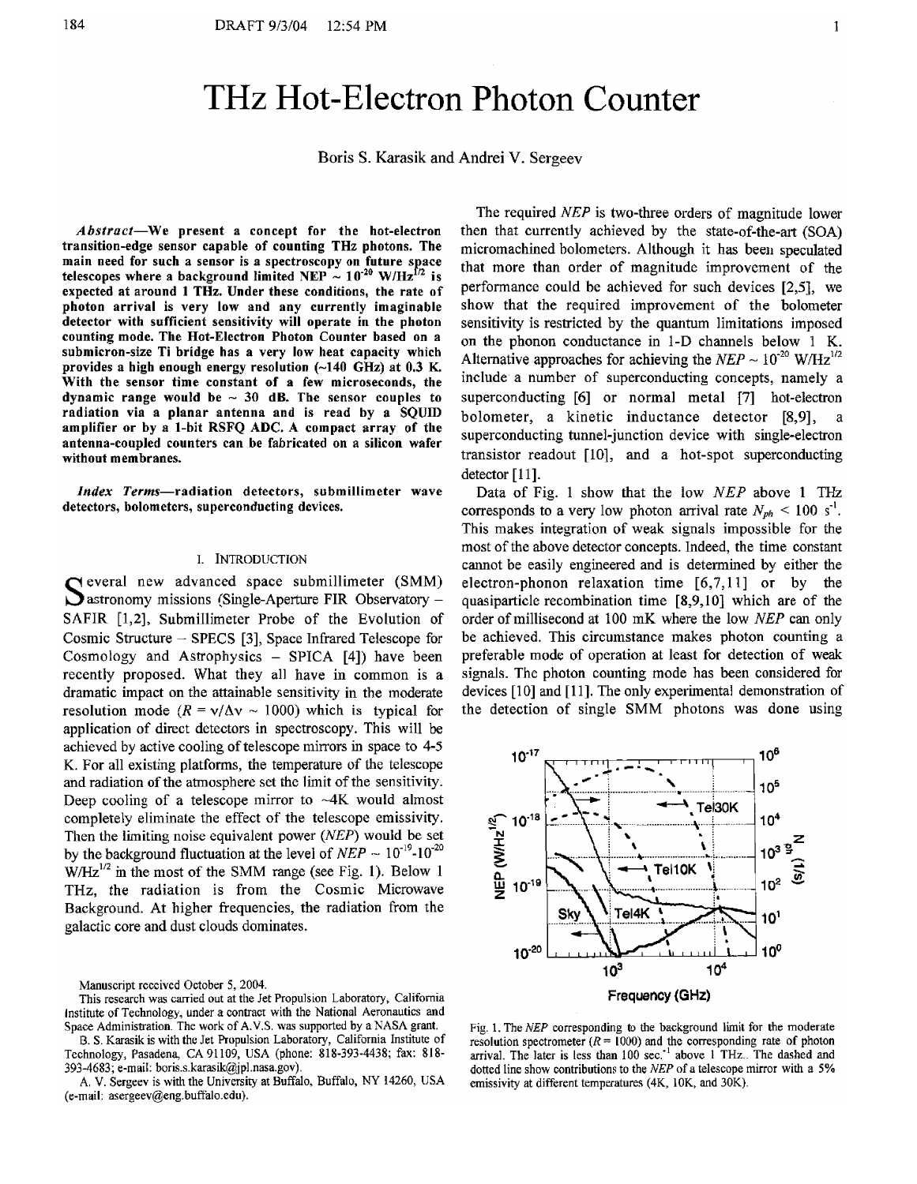# THz Hot-Electron Photon Counter

Boris S. Karasik and Andrei V. Sergeev

***Abstract*—We present a concept for the hot-electron transition-edge sensor capable of counting THz photons. The main need for such a sensor is a spectroscopy on future space telescopes where a background limited NEP ~ $10^{-20}$ W/Hz$^{1/2}$ is expected at around 1 THz. Under these conditions, the rate of photon arrival is very low and any currently imaginable detector with sufficient sensitivity will operate in the photon counting mode. The Hot-Electron Photon Counter based on a submicron-size Ti bridge has a very low heat capacity which provides a high enough energy resolution (~140 GHz) at 0.3 K. With the sensor time constant of a few microseconds, the dynamic range would be ~ 30 dB. The sensor couples to radiation via a planar antenna and is read by a SQUID amplifier or by a 1-bit RSFQ ADC. A compact array of the antenna-coupled counters can be fabricated on a silicon wafer without membranes.**

***Index Terms*—radiation detectors, submillimeter wave detectors, bolometers, superconducting devices.**

## I. Introduction

Several new advanced space submillimeter (SMM) astronomy missions (Single-Aperture FIR Observatory – SAFIR [1,2], Submillimeter Probe of the Evolution of Cosmic Structure – SPECS [3], Space Infrared Telescope for Cosmology and Astrophysics – SPICA [4]) have been recently proposed. What they all have in common is a dramatic impact on the attainable sensitivity in the moderate resolution mode ($R = \nu/\Delta\nu \sim 1000$) which is typical for application of direct detectors in spectroscopy. This will be achieved by active cooling of telescope mirrors in space to 4-5 K. For all existing platforms, the temperature of the telescope and radiation of the atmosphere set the limit of the sensitivity. Deep cooling of a telescope mirror to ~4K would almost completely eliminate the effect of the telescope emissivity. Then the limiting noise equivalent power (*NEP*) would be set by the background fluctuation at the level of *NEP* ~ $10^{-19}$-$10^{-20}$ W/Hz$^{1/2}$ in the most of the SMM range (see Fig. 1). Below 1 THz, the radiation is from the Cosmic Microwave Background. At higher frequencies, the radiation from the galactic core and dust clouds dominates.

Manuscript received October 5, 2004.

This research was carried out at the Jet Propulsion Laboratory, California Institute of Technology, under a contract with the National Aeronautics and Space Administration. The work of A.V.S. was supported by a NASA grant.

B. S. Karasik is with the Jet Propulsion Laboratory, California Institute of Technology, Pasadena, CA 91109, USA (phone: 818-393-4438; fax: 818-393-4683; e-mail: boris.s.karasik@jpl.nasa.gov).

A. V. Sergeev is with the University at Buffalo, Buffalo, NY 14260, USA (e-mail: asergeev@eng.buffalo.edu).

The required *NEP* is two-three orders of magnitude lower then that currently achieved by the state-of-the-art (SOA) micromachined bolometers. Although it has been speculated that more than order of magnitude improvement of the performance could be achieved for such devices [2,5], we show that the required improvement of the bolometer sensitivity is restricted by the quantum limitations imposed on the phonon conductance in 1-D channels below 1 K. Alternative approaches for achieving the *NEP* ~ $10^{-20}$ W/Hz$^{1/2}$ include a number of superconducting concepts, namely a superconducting [6] or normal metal [7] hot-electron bolometer, a kinetic inductance detector [8,9], a superconducting tunnel-junction device with single-electron transistor readout [10], and a hot-spot superconducting detector [11].

Data of Fig. 1 show that the low *NEP* above 1 THz corresponds to a very low photon arrival rate $N_{ph} < 100$ s$^{-1}$. This makes integration of weak signals impossible for the most of the above detector concepts. Indeed, the time constant cannot be easily engineered and is determined by either the electron-phonon relaxation time [6,7,11] or by the quasiparticle recombination time [8,9,10] which are of the order of millisecond at 100 mK where the low *NEP* can only be achieved. This circumstance makes photon counting a preferable mode of operation at least for detection of weak signals. The photon counting mode has been considered for devices [10] and [11]. The only experimental demonstration of the detection of single SMM photons was done using

Fig. 1. The *NEP* corresponding to the background limit for the moderate resolution spectrometer ($R$ = 1000) and the corresponding rate of photon arrival. The later is less than 100 sec.$^{-1}$ above 1 THz. The dashed and dotted line show contributions to the *NEP* of a telescope mirror with a 5% emissivity at different temperatures (4K, 10K, and 30K).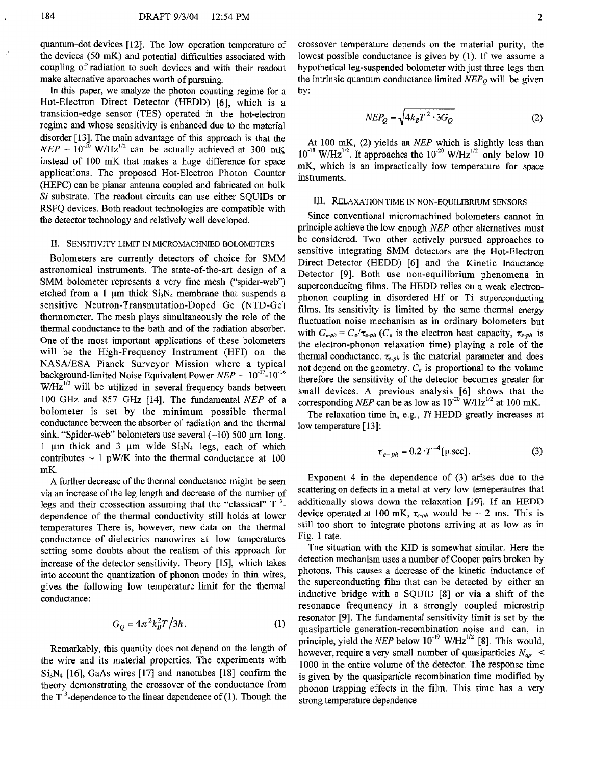quantum-dot devices [12]. The low operation temperature of the devices (50 mK) and potential difficulties associated with coupling of radiation to such devices and with their readout make alternative approaches worth of pursuing.

In this paper, we analyze the photon counting regime for a Hot-Electron Direct Detector (HEDD) [6], which is a transition-edge sensor (TES) operated in the hot-electron regime and whose sensitivity is enhanced due to the material disorder [13]. The main advantage of this approach is that the $NEP \sim 10^{-20}$ W/Hz$^{1/2}$ can be actually achieved at 300 mK instead of 100 mK that makes a huge difference for space applications. The proposed Hot-Electron Photon Counter (HEPC) can be planar antenna coupled and fabricated on bulk *Si* substrate. The readout circuits can use either SQUIDs or RSFQ devices. Both readout technologies are compatible with the detector technology and relatively well developed.

## II. Sensitivity Limit in Micromachnied Bolometers

Bolometers are currently detectors of choice for SMM astronomical instruments. The state-of-the-art design of a SMM bolometer represents a very fine mesh ("spider-web") etched from a 1 μm thick $Si_3N_4$ membrane that suspends a sensitive Neutron-Transmutation-Doped Ge (NTD-Ge) thermometer. The mesh plays simultaneously the role of the thermal conductance to the bath and of the radiation absorber. One of the most important applications of these bolometers will be the High-Frequency Instrument (HFI) on the NASA/ESA Planck Surveyor Mission where a typical background-limited Noise Equivalent Power $NEP \sim 10^{-17}$-$10^{-16}$ W/Hz$^{1/2}$ will be utilized in several frequency bands between 100 GHz and 857 GHz [14]. The fundamental *NEP* of a bolometer is set by the minimum possible thermal conductance between the absorber of radiation and the thermal sink. "Spider-web" bolometers use several (~10) 500 μm long, 1 μm thick and 3 μm wide $Si_3N_4$ legs, each of which contributes ~ 1 pW/K into the thermal conductance at 100 mK.

A further decrease of the thermal conductance might be seen via an increase of the leg length and decrease of the number of legs and their crossection assuming that the "classical" $T^3$-dependence of the thermal conductivity still holds at lower temperatures There is, however, new data on the thermal conductance of dielectrics nanowires at low temperatures setting some doubts about the realism of this approach for increase of the detector sensitivity. Theory [15], which takes into account the quantization of phonon modes in thin wires, gives the following low temperature limit for the thermal conductance:

$$G_Q = 4\pi^2 k_B^2 T / 3h. \tag{1}$$

Remarkably, this quantity does not depend on the length of the wire and its material properties. The experiments with $Si_3N_4$ [16], GaAs wires [17] and nanotubes [18] confirm the theory demonstrating the crossover of the conductance from the $T^3$-dependence to the linear dependence of (1). Though the crossover temperature depends on the material purity, the lowest possible conductance is given by (1). If we assume a hypothetical leg-suspended bolometer with just three legs then the intrinsic quantum conductance limited $NEP_Q$ will be given by:

$$NEP_Q = \sqrt{4k_B T^2 \cdot 3G_Q} \tag{2}$$

At 100 mK, (2) yields an *NEP* which is slightly less than $10^{-18}$ W/Hz$^{1/2}$. It approaches the $10^{-20}$ W/Hz$^{1/2}$ only below 10 mK, which is an impractically low temperature for space instruments.

## III. Relaxation Time in Non-Equilibrium Sensors

Since conventional micromachined bolometers cannot in principle achieve the low enough *NEP* other alternatives must be considered. Two other actively pursued approaches to sensitive integrating SMM detectors are the Hot-Electron Direct Detector (HEDD) [6] and the Kinetic Inductance Detector [9]. Both use non-equilibrium phenomena in superconducitng films. The HEDD relies on a weak electron-phonon coupling in disordered Hf or Ti superconducting films. Its sensitivity is limited by the same thermal energy fluctuation noise mechanism as in ordinary bolometers but with $G_{e\text{-}ph} = C_e/\tau_{e\text{-}ph}$ ($C_e$ is the electron heat capacity, $\tau_{e\text{-}ph}$ is the electron-phonon relaxation time) playing a role of the thermal conductance. $\tau_{e\text{-}ph}$ is the material parameter and does not depend on the geometry. $C_e$ is proportional to the volume therefore the sensitivity of the detector becomes greater for small devices. A previous analysis [6] shows that the corresponding *NEP* can be as low as $10^{-20}$ W/Hz$^{1/2}$ at 100 mK.

The relaxation time in, e.g., *Ti* HEDD greatly increases at low temperature [13]:

$$\tau_{e\text{-}ph} = 0.2 \cdot T^{-4} [\mu\text{sec}]. \tag{3}$$

Exponent 4 in the dependence of (3) arises due to the scattering on defects in a metal at very low temeperautres that additionally slows down the relaxation [19]. If an HEDD device operated at 100 mK, $\tau_{e\text{-}ph}$ would be ~ 2 ms. This is still too short to integrate photons arriving at as low as in Fig. 1 rate.

The situation with the KID is somewhat similar. Here the detection mechanism uses a number of Cooper pairs broken by photons. This causes a decrease of the kinetic inductance of the superconducting film that can be detected by either an inductive bridge with a SQUID [8] or via a shift of the resonance frequnency in a strongly coupled microstrip resonator [9]. The fundamental sensitivity limit is set by the quasiparticle generation-recombination noise and can, in principle, yield the *NEP* below $10^{-19}$ W/Hz$^{1/2}$ [8]. This would, however, require a very small number of quasiparticles $N_{qp} < 1000$ in the entire volume of the detector. The response time is given by the quasiparticle recombination time modified by phonon trapping effects in the film. This time has a very strong temperature dependence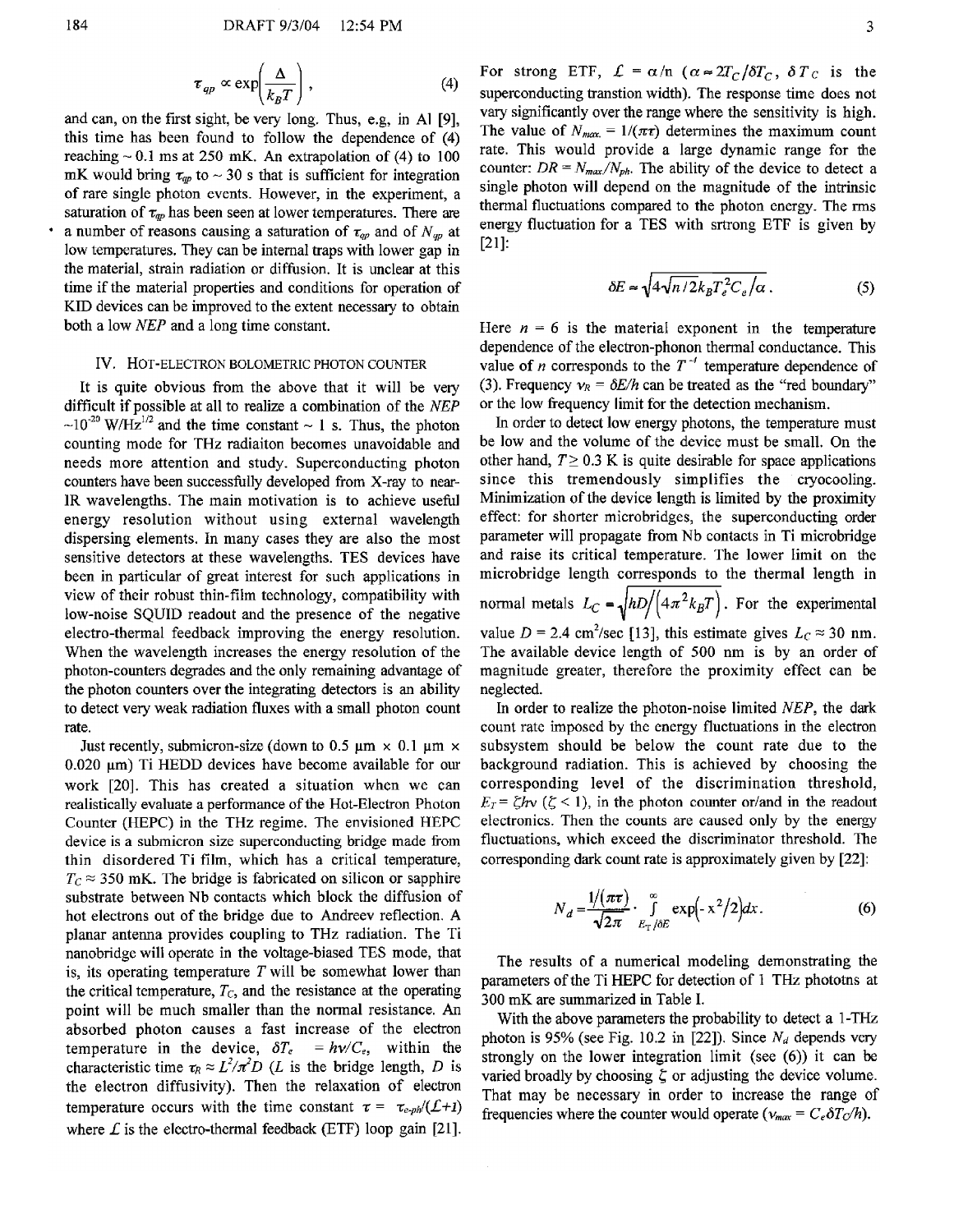$$\tau_{qp} \propto \exp\left(\frac{\Delta}{k_B T}\right), \qquad (4)$$

and can, on the first sight, be very long. Thus, e.g, in Al [9], this time has been found to follow the dependence of (4) reaching ~ 0.1 ms at 250 mK. An extrapolation of (4) to 100 mK would bring $\tau_{qp}$ to ~ 30 s that is sufficient for integration of rare single photon events. However, in the experiment, a saturation of $\tau_{qp}$ has been seen at lower temperatures. There are a number of reasons causing a saturation of $\tau_{qp}$ and of $N_{qp}$ at low temperatures. They can be internal traps with lower gap in the material, strain radiation or diffusion. It is unclear at this time if the material properties and conditions for operation of KID devices can be improved to the extent necessary to obtain both a low *NEP* and a long time constant.

## IV. Hot-electron bolometric photon counter

It is quite obvious from the above that it will be very difficult if possible at all to realize a combination of the *NEP* ~$10^{-20}$ W/Hz$^{1/2}$ and the time constant ~ 1 s. Thus, the photon counting mode for THz radiaiton becomes unavoidable and needs more attention and study. Superconducting photon counters have been successfully developed from X-ray to near-IR wavelengths. The main motivation is to achieve useful energy resolution without using external wavelength dispersing elements. In many cases they are also the most sensitive detectors at these wavelengths. TES devices have been in particular of great interest for such applications in view of their robust thin-film technology, compatibility with low-noise SQUID readout and the presence of the negative electro-thermal feedback improving the energy resolution. When the wavelength increases the energy resolution of the photon-counters degrades and the only remaining advantage of the photon counters over the integrating detectors is an ability to detect very weak radiation fluxes with a small photon count rate.

Just recently, submicron-size (down to 0.5 μm × 0.1 μm × 0.020 μm) Ti HEDD devices have become available for our work [20]. This has created a situation when we can realistically evaluate a performance of the Hot-Electron Photon Counter (HEPC) in the THz regime. The envisioned HEPC device is a submicron size superconducting bridge made from thin disordered Ti film, which has a critical temperature, $T_C \approx 350$ mK. The bridge is fabricated on silicon or sapphire substrate between Nb contacts which block the diffusion of hot electrons out of the bridge due to Andreev reflection. A planar antenna provides coupling to THz radiation. The Ti nanobridge will operate in the voltage-biased TES mode, that is, its operating temperature $T$ will be somewhat lower than the critical temperature, $T_C$, and the resistance at the operating point will be much smaller than the normal resistance. An absorbed photon causes a fast increase of the electron temperature in the device, $\delta T_e = h\nu/C_e$, within the characteristic time $\tau_R \approx L^2/\pi^2 D$ ($L$ is the bridge length, $D$ is the electron diffusivity). Then the relaxation of electron temperature occurs with the time constant $\tau = \tau_{e\text{-}ph}/(\mathcal{L}+1)$ where $\mathcal{L}$ is the electro-thermal feedback (ETF) loop gain [21]. For strong ETF, $\mathcal{L} = \alpha/n$ ($\alpha \approx 2T_C/\delta T_C$, $\delta T_C$ is the superconducting transtion width). The response time does not vary significantly over the range where the sensitivity is high. The value of $N_{max.} = 1/(\pi\tau)$ determines the maximum count rate. This would provide a large dynamic range for the counter: $DR = N_{max}/N_{ph}$. The ability of the device to detect a single photon will depend on the magnitude of the intrinsic thermal fluctuations compared to the photon energy. The rms energy fluctuation for a TES with srtrong ETF is given by [21]:

$$\delta E \approx \sqrt{4\sqrt{n/2}\,k_B T_e^2 C_e/\alpha}\,. \qquad (5)$$

Here $n = 6$ is the material exponent in the temperature dependence of the electron-phonon thermal conductance. This value of $n$ corresponds to the $T^{-4}$ temperature dependence of (3). Frequency $\nu_R = \delta E/h$ can be treated as the "red boundary" or the low frequency limit for the detection mechanism.

In order to detect low energy photons, the temperature must be low and the volume of the device must be small. On the other hand, $T \geq 0.3$ K is quite desirable for space applications since this tremendously simplifies the cryocooling. Minimization of the device length is limited by the proximity effect: for shorter microbridges, the superconducting order parameter will propagate from Nb contacts in Ti microbridge and raise its critical temperature. The lower limit on the microbridge length corresponds to the thermal length in normal metals $L_C = \sqrt{hD/(4\pi^2 k_B T)}$. For the experimental value $D = 2.4$ cm$^2$/sec [13], this estimate gives $L_C \approx 30$ nm. The available device length of 500 nm is by an order of magnitude greater, therefore the proximity effect can be neglected.

In order to realize the photon-noise limited *NEP*, the dark count rate imposed by the energy fluctuations in the electron subsystem should be below the count rate due to the background radiation. This is achieved by choosing the corresponding level of the discrimination threshold, $E_T = \zeta h\nu$ ($\zeta < 1$), in the photon counter or/and in the readout electronics. Then the counts are caused only by the energy fluctuations, which exceed the discriminator threshold. The corresponding dark count rate is approximately given by [22]:

$$N_d = \frac{1/(\pi\tau)}{\sqrt{2\pi}} \cdot \int_{E_T/\delta E}^{\infty} \exp\left(-x^2/2\right) dx. \qquad (6)$$

The results of a numerical modeling demonstrating the parameters of the Ti HEPC for detection of 1 THz phototns at 300 mK are summarized in Table I.

With the above parameters the probability to detect a 1-THz photon is 95% (see Fig. 10.2 in [22]). Since $N_d$ depends very strongly on the lower integration limit (see (6)) it can be varied broadly by choosing $\zeta$ or adjusting the device volume. That may be necessary in order to increase the range of frequencies where the counter would operate ($\nu_{max} = C_e \delta T_C/h$).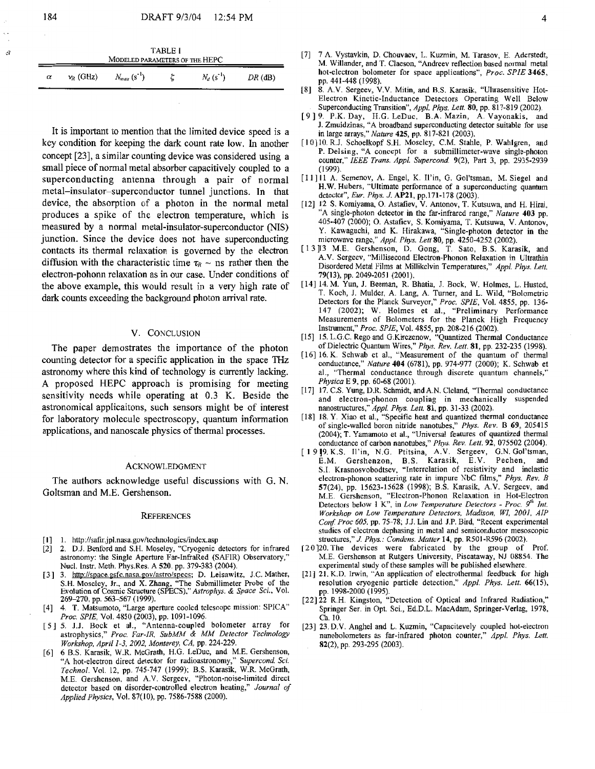TABLE I
MODELED PARAMETERS OF THE HEPC

| $\alpha$ | $\nu_R$ (GHz) | $N_{max}$ (s$^{-1}$) | $\zeta$ | $N_d$ (s$^{-1}$) | $DR$ (dB) |
|---|---|---|---|---|---|

It is important to mention that the limited device speed is a key condition for keeping the dark count rate low. In another concept [23], a similar counting device was considered using a small piece of normal metal absorber capacitively coupled to a superconducting antenna through a pair of normal metal–insulator–superconductor tunnel junctions. In that device, the absorption of a photon in the normal metal produces a spike of the electron temperature, which is measured by a normal metal-insulator-superconductor (NIS) junction. Since the device does not have superconducting contacts its thermal relaxation is governed by the electron diffusion with the characteristic time $\tau_R$ ~ ns rather then the electron-pohonn relaxation as in our case. Under conditions of the above example, this would result in a very high rate of dark counts exceeding the background photon arrival rate.

## V. CONCLUSION

The paper demostrates the importance of the photon counting detector for a specific application in the space THz astronomy where this kind of technology is currently lacking. A proposed HEPC approach is promising for meeting sensitivity needs while operating at 0.3 K. Beside the astronomical applicaitons, such sensors might be of interest for laboratory molecule spectroscopy, quantum information applications, and nanoscale physics of thermal processes.

### ACKNOWLEDGMENT

The authors acknowledge useful discussions with G. N. Goltsman and M.E. Gershenson.

### REFERENCES

[1] 1. http://safir.jpl.nasa.gov/technologies/index.asp

[2] 2. D.J. Benford and S.H. Moseley, "Cryogenic detectors for infrared astronomy: the Single Aperture Far-InfraRed (SAFIR) Observatory," Nucl. Instr. Meth. Phys.Res. A 520, pp. 379-383 (2004).

[3] 3. http://space.gsfc.nasa.gov/astro/specs; D. Leisawitz, J.C. Mather, S.H. Moseley, Jr., and X. Zhang, "The Submillimeter Probe of the Evolution of Cosmic Structure (SPECS)," *Astrophys. & Space Sci.*, Vol. 269–270, pp. 563–567 (1999).

[4] 4. T. Matsumoto, "Large aperture cooled telescope mission: SPICA" *Proc. SPIE*, Vol. 4850 (2003), pp. 1091-1096.

[5] 5. J.J. Bock et al., "Antenna-coupled bolometer array for astrophysics," *Proc. Far-IR, SubMM & MM Detector Technology Workshop, April 1-3, 2002, Monterey, CA*, pp. 224-229.

[6] 6 B.S. Karasik, W.R. McGrath, H.G. LeDuc, and M.E. Gershenson, "A hot-electron direct detector for radioastronomy," *Supercond. Sci. Technol.* Vol. 12, pp. 745-747 (1999); B.S. Karasik, W.R. McGrath, M.E. Gershenson, and A.V. Sergeev, "Photon-noise-limited direct detector based on disorder-controlled electron heating," *Journal of Applied Physics*, Vol. 87(10), pp. 7586-7588 (2000).

[7] 7 A. Vystavkin, D. Chouvaev, L. Kuzmin, M. Tarasov, E. Aderstedt, M. Willander, and T. Claeson, "Andreev reflection based normal metal hot-electron bolometer for space applications", *Proc. SPIE* **3465**, pp. 441-448 (1998).

[8] 8. A.V. Sergeev, V.V. Mitin, and B.S. Karasik, "Ultrasensitive Hot-Electron Kinetic-Inductance Detectors Operating Well Below Superconducting Transition", *Appl. Phys. Lett.* **80**, pp. 817-819 (2002).

[9] 9. P.K. Day, H.G. LeDuc, B.A. Mazin, A. Vayonakis, and J. Zmuidzinas, "A broadband superconducting detector suitable for use in large arrays," *Nature* **425**, pp. 817-821 (2003).

[10] 10. R.J. Schoelkopf S.H. Moseley, C.M. Stahle, P. Wahlgren, and P. Delsing, "A concept for a submillimeter-wave single-photon counter," *IEEE Trans. Appl. Supercond.* 9(2), Part 3, pp. 2935-2939 (1999).

[11] 11 A. Semenov, A. Engel, K. Il'in, G. Gol'tsman, M. Siegel and H.W. Hubers, "Ultimate performance of a superconducting quantum detector", *Eur. Phys. J.* **AP21**, pp.171-178 (2003).

[12] 12 S. Komiyama, O. Astafiev, V. Antonov, T. Kutsuwa, and H. Hirai, "A single-photon detector in the far-infrared range," *Nature* **403** pp. 405-407 (2000); O. Astafiev, S. Komiyama, T. Kutsuwa, V. Antonov, Y. Kawaguchi, and K. Hirakawa, "Single-photon detector in the microwave range," *Appl. Phys. Lett* **80**, pp. 4250-4252 (2002).

[13] 13 M.E. Gershenson, D. Gong, T. Sato, B.S. Karasik, and A.V. Sergeev, "Millisecond Electron-Phonon Relaxation in Ultrathin Disordered Metal Films at Millikelvin Temperatures," *Appl. Phys. Lett.* **79**(13), pp. 2049-2051 (2001).

[14] 14. M. Yun, J. Beeman, R. Bhatia, J. Bock, W. Holmes, L. Husted, T. Koch, J. Mulder, A. Lang, A. Turner, and L. Wild, "Bolometric Detectors for the Planck Surveyor," *Proc. SPIE*, Vol. 4855, pp. 136-147 (2002); W. Holmes et al., "Preliminary Performance Measurements of Bolometers for the Planck High Frequency Instrument," *Proc. SPIE*, Vol. 4855, pp. 208-216 (2002).

[15] 15. L.G.C. Rego and G.Kirczenow, "Quantized Thermal Conductance of Dielectric Quantum Wires," *Phys. Rev. Lett.* **81**, pp. 232-235 (1998).

[16] 16. K. Schwab et al., "Measurement of the quantum of thermal conductance," *Nature* **404** (6781), pp. 974-977 (2000); K. Schwab et al., "Thermal conductance through discrete quantum channels," *Physica* E 9, pp. 60-68 (2001).

[17] 17. C.S. Yung, D.R. Schmidt, and A.N. Cleland, "Thermal conductance and electron-phonon coupling in mechanically suspended nanostructures," *Appl. Phys. Lett.* **81**, pp. 31-33 (2002).

[18] 18. Y. Xiao et al., "Specific heat and quantized thermal conductance of single-walled boron nitride nanotubes," *Phys. Rev.* B **69**, 205415 (2004); T. Yamamoto et al., "Universal features of quantized thermal conductance of carbon nanotubes," *Phys. Rev. Lett.* **92**, 075502 (2004).

[19] 19. K.S. Il'in, N.G. Ptitsina, A.V. Sergeev, G.N. Gol'tsman, E.M. Gershenzon, B.S. Karasik, E.V. Pechen, and S.I. Krasnosvobodtsev, "Interrelation of resistivity and inelastic electron-phonon scattering rate in impure NbC films," *Phys. Rev. B* **57**(24), pp. 15623-15628 (1998); B.S. Karasik, A.V. Sergeev, and M.E. Gershenson, "Electron-Phonon Relaxation in Hot-Electron Detectors below 1 K", in *Low Temperature Detectors - Proc. 9$^{th}$ Int. Workshop on Low Temperature Detectors, Madison, WI, 2001, AIP Conf. Proc 605*, pp. 75-78; J.J. Lin and J.P. Bird, "Recent experimental studies of electron dephasing in metal and semiconductor mesoscopic structures," *J. Phys.: Condens. Matter* **14**, pp. R501-R596 (2002).

[20] 20. The devices were fabricated by the group of Prof. M.E. Gershenson at Rutgers University, Piscataway, NJ 08854. The experimental study of these samples will be published elsewhere.

[21] 21. K.D. Irwin, "An application of electrothermal feedback for high resolution cryogenic particle detection," *Appl. Phys. Lett.* **66**(15), pp. 1998-2000 (1995).

[22] 22 R.H. Kingston, "Detection of Optical and Infrared Radiation," Springer Ser. in Opt. Sci., Ed.D.L. MacAdam, Springer-Verlag, 1978, Ch. 10.

[23] 23. D.V. Anghel and L. Kuzmin, "Capacitevely coupled hot-electron nanobolometers as far-infrared photon counter," *Appl. Phys. Lett.* **82**(2), pp. 293-295 (2003).